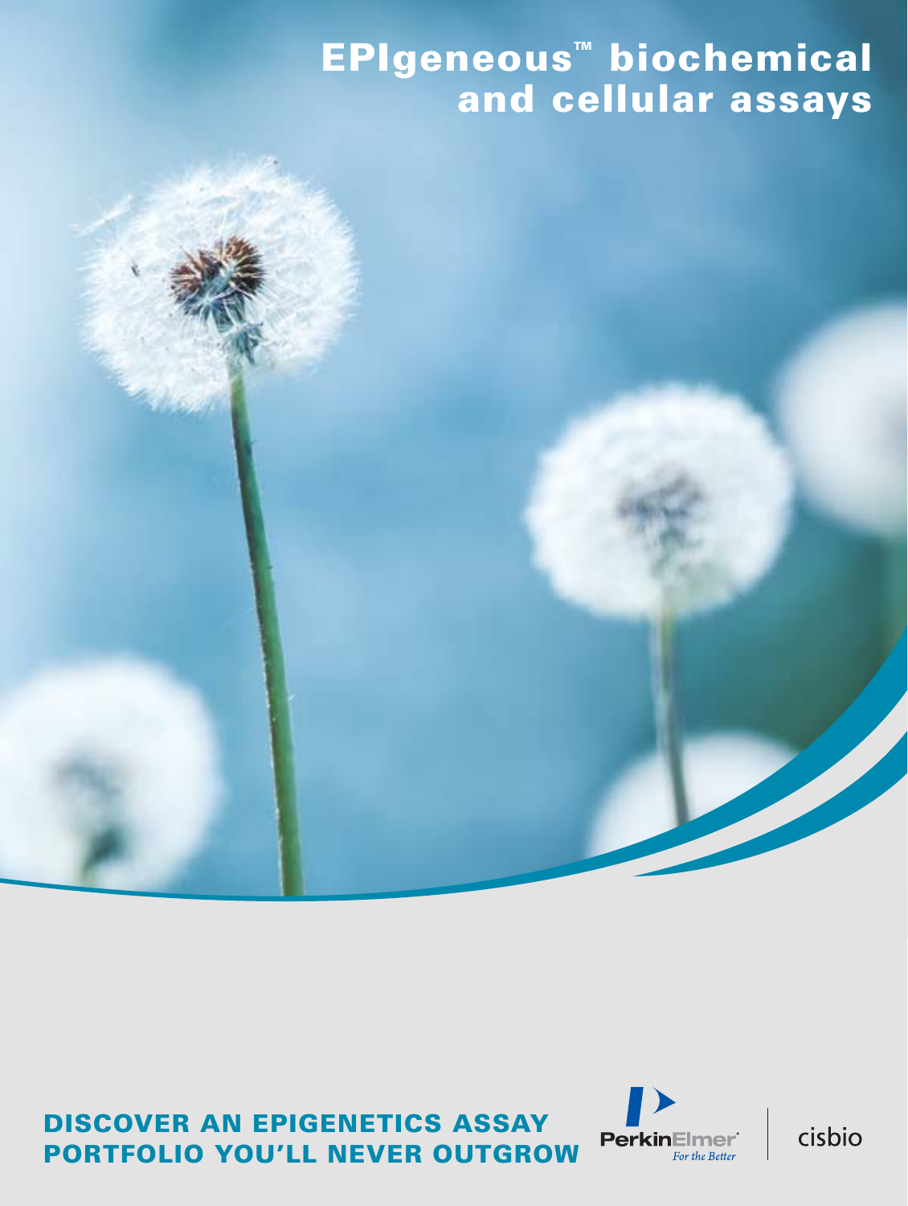# EPIgeneous™ biochemical and cellular assays

## DISCOVER AN EPIGENETICS ASSAY PORTFOLIO YOU'LL NEVER OUTGROW

PerkinElmer® For the Better

cisbio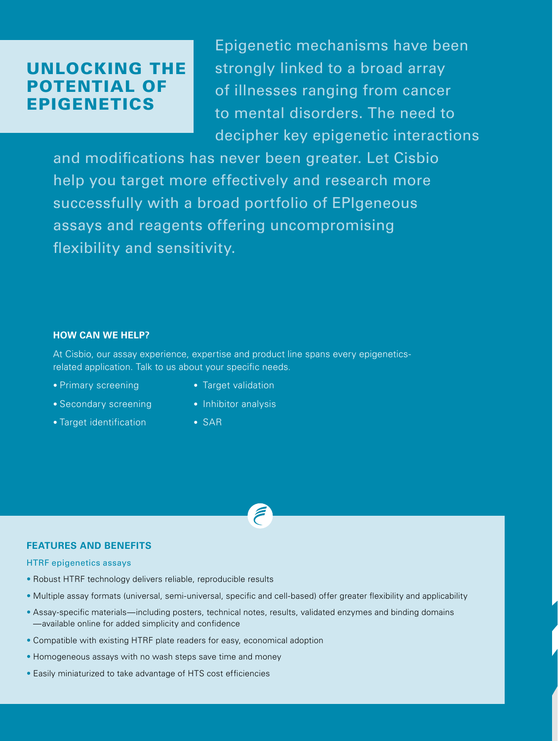# UNLOCKING THE POTENTIAL OF EPIGENETICS

Epigenetic mechanisms have been strongly linked to a broad array of illnesses ranging from cancer to mental disorders. The need to decipher key epigenetic interactions and modifications has never been greater. Let Cisbio help you target more effectively and research more successfully with a broad portfolio of EPIgeneous assays and reagents offering uncompromising flexibility and sensitivity.

### HOW CAN WE HELP?

At Cisbio, our assay experience, expertise and product line spans every epigenetics-related application. Talk to us about your specific needs.

- Primary screening
- Secondary screening
- Target identification
- Target validation
- Inhibitor analysis
- SAR

### FEATURES AND BENEFITS

HTRF epigenetics assays

- Robust HTRF technology delivers reliable, reproducible results
- Multiple assay formats (universal, semi-universal, specific and cell-based) offer greater flexibility and applicability
- Assay-specific materials—including posters, technical notes, results, validated enzymes and binding domains—available online for added simplicity and confidence
- Compatible with existing HTRF plate readers for easy, economical adoption
- Homogeneous assays with no wash steps save time and money
- Easily miniaturized to take advantage of HTS cost efficiencies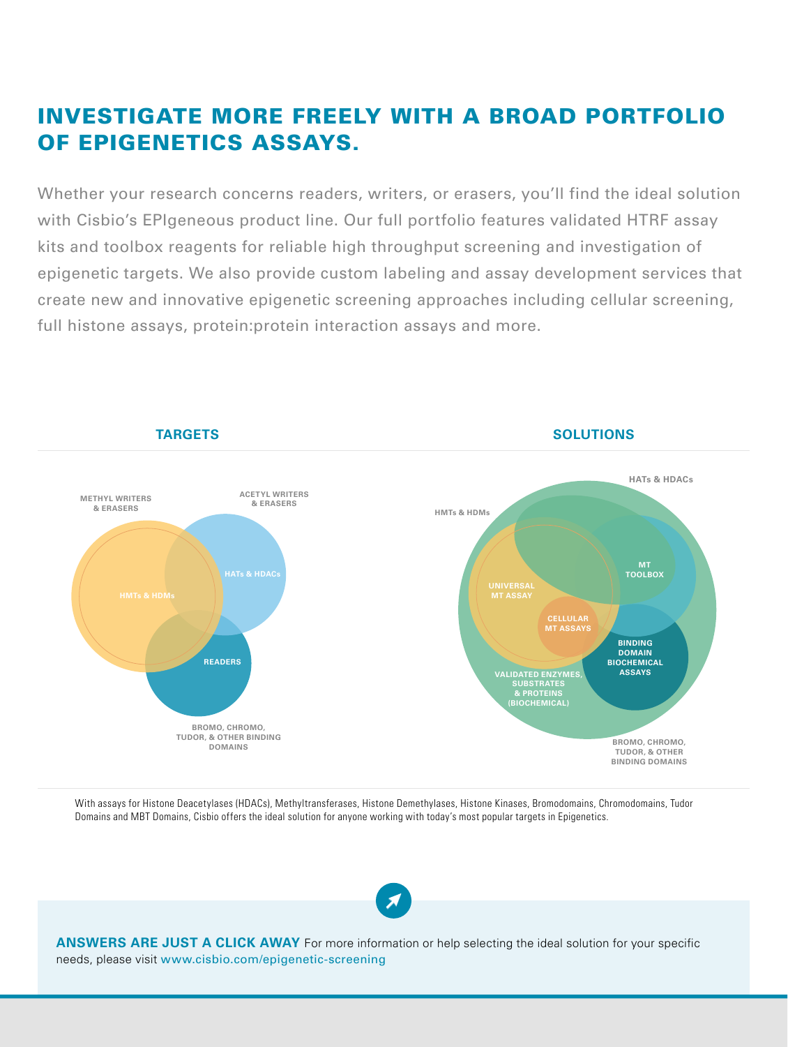## INVESTIGATE MORE FREELY WITH A BROAD PORTFOLIO OF EPIGENETICS ASSAYS.

Whether your research concerns readers, writers, or erasers, you'll find the ideal solution with Cisbio's EPIgeneous product line. Our full portfolio features validated HTRF assay kits and toolbox reagents for reliable high throughput screening and investigation of epigenetic targets. We also provide custom labeling and assay development services that create new and innovative epigenetic screening approaches including cellular screening, full histone assays, protein:protein interaction assays and more.

**TARGETS**

METHYL WRITERS & ERASERS

ACETYL WRITERS & ERASERS

HMTs & HDMs

HATs & HDACs

READERS

BROMO, CHROMO, TUDOR, & OTHER BINDING DOMAINS

**SOLUTIONS**

HATs & HDACs

HMTs & HDMs

MT TOOLBOX

UNIVERSAL MT ASSAY

CELLULAR MT ASSAYS

BINDING DOMAIN BIOCHEMICAL ASSAYS

VALIDATED ENZYMES, SUBSTRATES & PROTEINS (BIOCHEMICAL)

BROMO, CHROMO, TUDOR, & OTHER BINDING DOMAINS

With assays for Histone Deacetylases (HDACs), Methyltransferases, Histone Demethylases, Histone Kinases, Bromodomains, Chromodomains, Tudor Domains and MBT Domains, Cisbio offers the ideal solution for anyone working with today's most popular targets in Epigenetics.

**ANSWERS ARE JUST A CLICK AWAY** For more information or help selecting the ideal solution for your specific needs, please visit www.cisbio.com/epigenetic-screening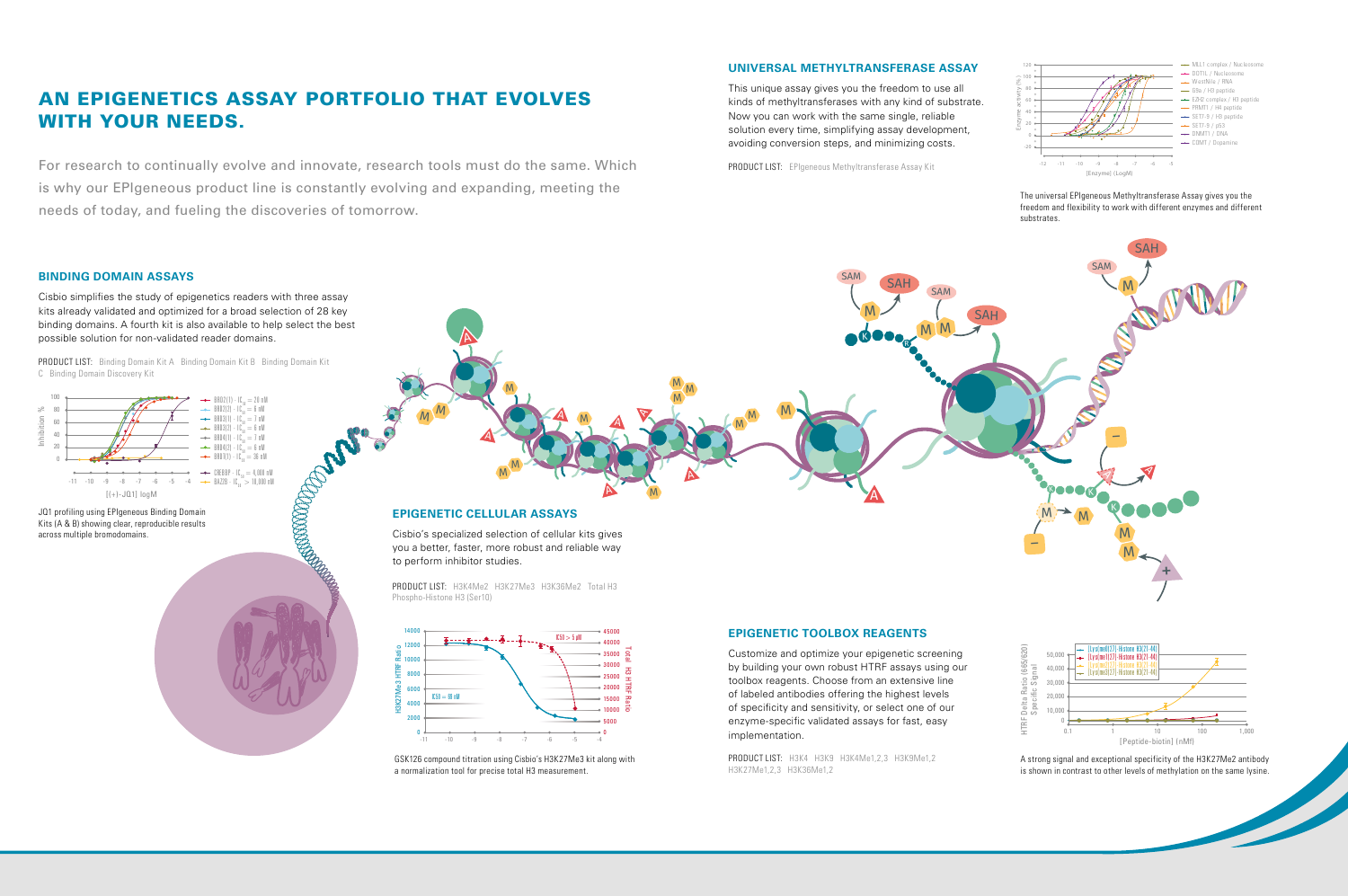# AN EPIGENETICS ASSAY PORTFOLIO THAT EVOLVES WITH YOUR NEEDS.

For research to continually evolve and innovate, research tools must do the same. Which is why our EPIgeneous product line is constantly evolving and expanding, meeting the needs of today, and fueling the discoveries of tomorrow.

## UNIVERSAL METHYLTRANSFERASE ASSAY

This unique assay gives you the freedom to use all kinds of methyltransferases with any kind of substrate. Now you can work with the same single, reliable solution every time, simplifying assay development, avoiding conversion steps, and minimizing costs.

PRODUCT LIST: EPIgeneous Methyltransferase Assay Kit

The universal EPIgeneous Methyltransferase Assay gives you the freedom and flexibility to work with different enzymes and different substrates.

## BINDING DOMAIN ASSAYS

Cisbio simplifies the study of epigenetics readers with three assay kits already validated and optimized for a broad selection of 28 key binding domains. A fourth kit is also available to help select the best possible solution for non-validated reader domains.

PRODUCT LIST: Binding Domain Kit A Binding Domain Kit B Binding Domain Kit C Binding Domain Discovery Kit

JQ1 profiling using EPIgeneous Binding Domain Kits (A & B) showing clear, reproducible results across multiple bromodomains.

## EPIGENETIC CELLULAR ASSAYS

Cisbio's specialized selection of cellular kits gives you a better, faster, more robust and reliable way to perform inhibitor studies.

PRODUCT LIST: H3K4Me2 H3K27Me3 H3K36Me2 Total H3 Phospho-Histone H3 (Ser10)

GSK126 compound titration using Cisbio's H3K27Me3 kit along with a normalization tool for precise total H3 measurement.

## EPIGENETIC TOOLBOX REAGENTS

Customize and optimize your epigenetic screening by building your own robust HTRF assays using our toolbox reagents. Choose from an extensive line of labeled antibodies offering the highest levels of specificity and sensitivity, or select one of our enzyme-specific validated assays for fast, easy implementation.

PRODUCT LIST: H3K4 H3K9 H3K4Me1,2,3 H3K9Me1,2 H3K27Me1,2,3 H3K36Me1,2

A strong signal and exceptional specificity of the H3K27Me2 antibody is shown in contrast to other levels of methylation on the same lysine.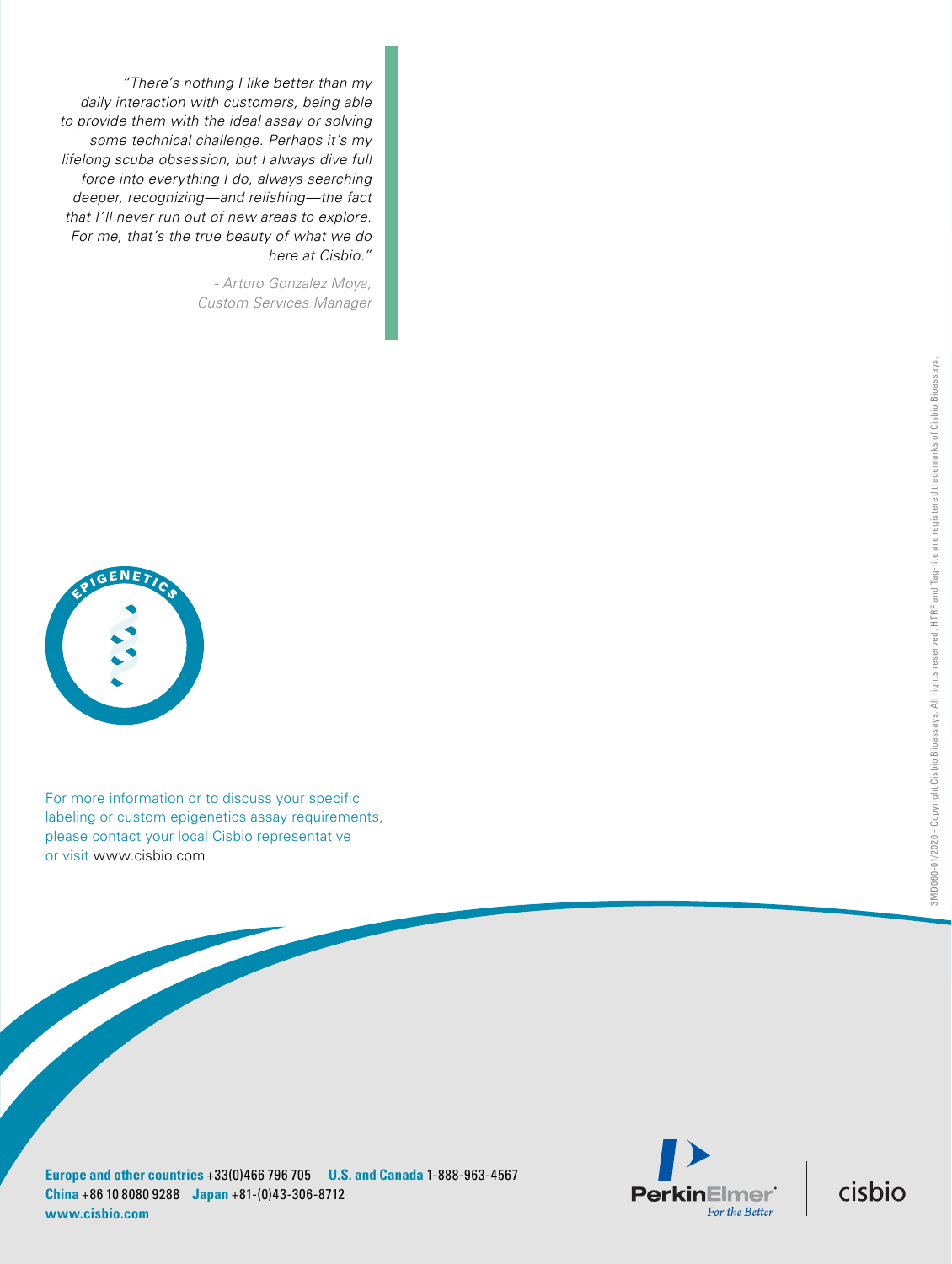*"There's nothing I like better than my daily interaction with customers, being able to provide them with the ideal assay or solving some technical challenge. Perhaps it's my lifelong scuba obsession, but I always dive full force into everything I do, always searching deeper, recognizing—and relishing—the fact that I'll never run out of new areas to explore. For me, that's the true beauty of what we do here at Cisbio."*

*- Arturo Gonzalez Moya, Custom Services Manager*

EPIGENETICS

For more information or to discuss your specific labeling or custom epigenetics assay requirements, please contact your local Cisbio representative or visit www.cisbio.com

**Europe and other countries** +33(0)466 796 705 **U.S. and Canada** 1-888-963-4567
**China** +86 10 8080 9288 **Japan** +81-(0)43-306-8712
**www.cisbio.com**

PerkinElmer For the Better

cisbio

3MD060-01/2020 - Copyright Cisbio Bioassays. All rights reserved. HTRF and Tag-lite are registered trademarks of Cisbio Bioassays.